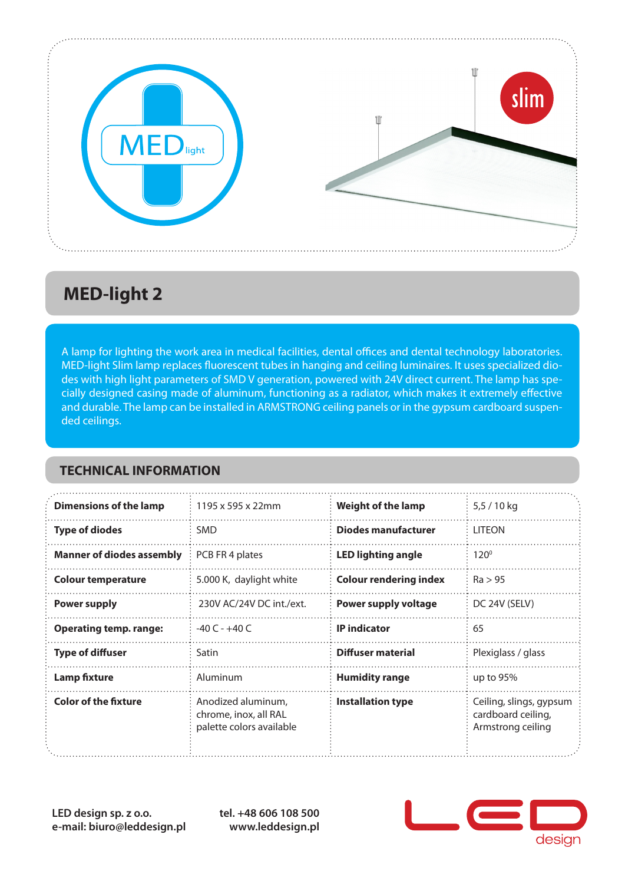# MED-light 2

A lamp for lighting the work area in medical facilities, dental offices and dental technology laboratories. MED-light Slim lamp replaces fluorescent tubes in hanging and ceiling luminaires. It uses specialized diodes with high light parameters of SMD V generation, powered with 24V direct current. The lamp has specially designed casing made of aluminum, functioning as a radiator, which makes it extremely effective and durable. The lamp can be installed in ARMSTRONG ceiling panels or in the gypsum cardboard suspended ceilings.

## TECHNICAL INFORMATION

| | | | |
|---|---|---|---|
| **Dimensions of the lamp** | 1195 x 595 x 22mm | **Weight of the lamp** | 5,5 / 10 kg |
| **Type of diodes** | SMD | **Diodes manufacturer** | LITEON |
| **Manner of diodes assembly** | PCB FR 4 plates | **LED lighting angle** | 120⁰ |
| **Colour temperature** | 5.000 K, daylight white | **Colour rendering index** | Ra > 95 |
| **Power supply** | 230V AC/24V DC int./ext. | **Power supply voltage** | DC 24V (SELV) |
| **Operating temp. range:** | -40 C - +40 C | **IP indicator** | 65 |
| **Type of diffuser** | Satin | **Diffuser material** | Plexiglass / glass |
| **Lamp fixture** | Aluminum | **Humidity range** | up to 95% |
| **Color of the fixture** | Anodized aluminum, chrome, inox, all RAL palette colors available | **Installation type** | Ceiling, slings, gypsum cardboard ceiling, Armstrong ceiling |

**LED design sp. z o.o.**
**e-mail: biuro@leddesign.pl**

**tel. +48 606 108 500**
**www.leddesign.pl**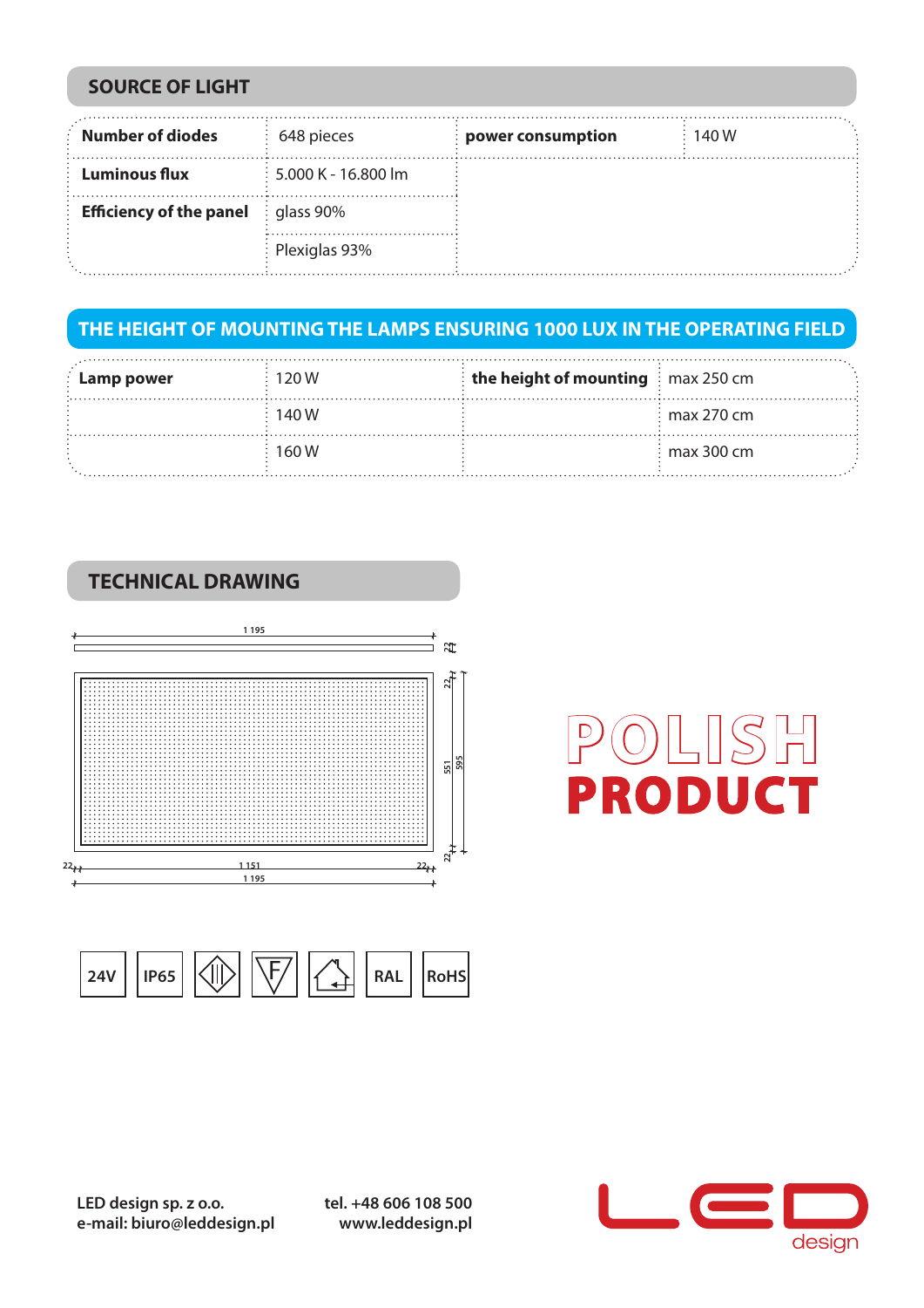## SOURCE OF LIGHT

| | | | |
|---|---|---|---|
| **Number of diodes** | 648 pieces | **power consumption** | 140 W |
| **Luminous flux** | 5.000 K - 16.800 lm | | |
| **Efficiency of the panel** | glass 90% | | |
| | Plexiglas 93% | | |

## THE HEIGHT OF MOUNTING THE LAMPS ENSURING 1000 LUX IN THE OPERATING FIELD

| | | | |
|---|---|---|---|
| **Lamp power** | 120 W | **the height of mounting** | max 250 cm |
| | 140 W | | max 270 cm |
| | 160 W | | max 300 cm |

## TECHNICAL DRAWING

1 195

23

22

551

595

22

22

1 151

22

1 195

**POLISH PRODUCT**

24V IP65 RAL RoHS

LED design sp. z o.o.
e-mail: biuro@leddesign.pl

tel. +48 606 108 500
www.leddesign.pl

LED design